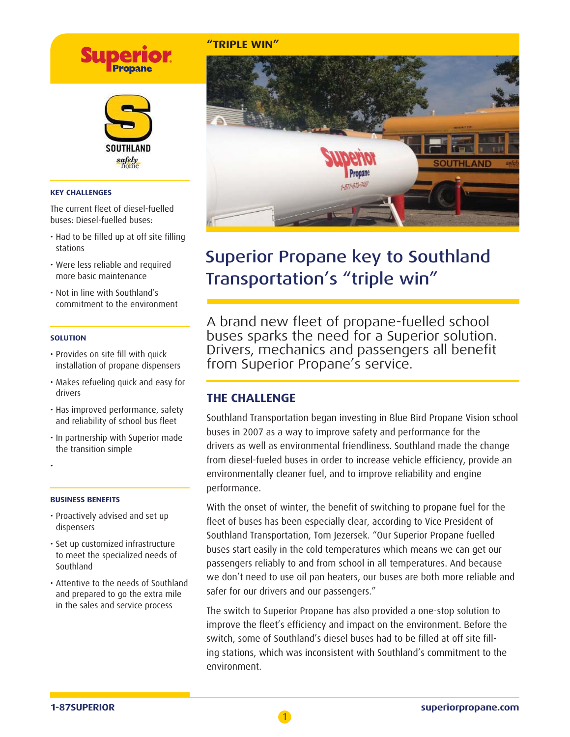Superior Propane

SOUTHLAND safely home

### KEY CHALLENGES

The current fleet of diesel-fuelled buses: Diesel-fuelled buses:

- Had to be filled up at off site filling stations
- Were less reliable and required more basic maintenance
- Not in line with Southland's commitment to the environment

### SOLUTION

- Provides on site fill with quick installation of propane dispensers
- Makes refueling quick and easy for drivers
- Has improved performance, safety and reliability of school bus fleet
- In partnership with Superior made the transition simple

### BUSINESS BENEFITS

- Proactively advised and set up dispensers
- Set up customized infrastructure to meet the specialized needs of Southland
- Attentive to the needs of Southland and prepared to go the extra mile in the sales and service process

**"TRIPLE WIN"**

# Superior Propane key to Southland Transportation's "triple win"

A brand new fleet of propane-fuelled school buses sparks the need for a Superior solution. Drivers, mechanics and passengers all benefit from Superior Propane's service.

## THE CHALLENGE

Southland Transportation began investing in Blue Bird Propane Vision school buses in 2007 as a way to improve safety and performance for the drivers as well as environmental friendliness. Southland made the change from diesel-fueled buses in order to increase vehicle efficiency, provide an environmentally cleaner fuel, and to improve reliability and engine performance.

With the onset of winter, the benefit of switching to propane fuel for the fleet of buses has been especially clear, according to Vice President of Southland Transportation, Tom Jezersek. "Our Superior Propane fuelled buses start easily in the cold temperatures which means we can get our passengers reliably to and from school in all temperatures. And because we don't need to use oil pan heaters, our buses are both more reliable and safer for our drivers and our passengers."

The switch to Superior Propane has also provided a one-stop solution to improve the fleet's efficiency and impact on the environment. Before the switch, some of Southland's diesel buses had to be filled at off site filling stations, which was inconsistent with Southland's commitment to the environment.

**1-87SUPERIOR** **superiorpropane.com**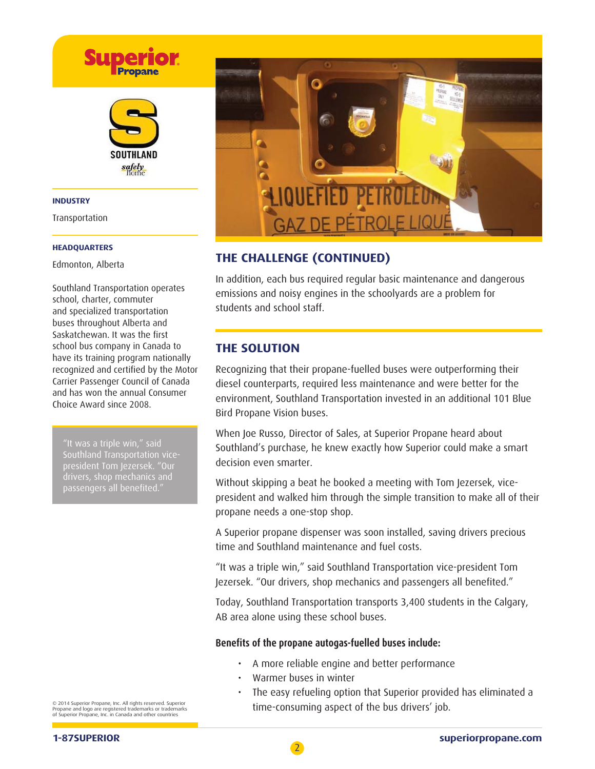**INDUSTRY**

Transportation

**HEADQUARTERS**

Edmonton, Alberta

Southland Transportation operates school, charter, commuter and specialized transportation buses throughout Alberta and Saskatchewan. It was the first school bus company in Canada to have its training program nationally recognized and certified by the Motor Carrier Passenger Council of Canada and has won the annual Consumer Choice Award since 2008.

> "It was a triple win," said Southland Transportation vice-president Tom Jezersek. "Our drivers, shop mechanics and passengers all benefited."

## THE CHALLENGE (CONTINUED)

In addition, each bus required regular basic maintenance and dangerous emissions and noisy engines in the schoolyards are a problem for students and school staff.

## THE SOLUTION

Recognizing that their propane-fuelled buses were outperforming their diesel counterparts, required less maintenance and were better for the environment, Southland Transportation invested in an additional 101 Blue Bird Propane Vision buses.

When Joe Russo, Director of Sales, at Superior Propane heard about Southland's purchase, he knew exactly how Superior could make a smart decision even smarter.

Without skipping a beat he booked a meeting with Tom Jezersek, vice-president and walked him through the simple transition to make all of their propane needs a one-stop shop.

A Superior propane dispenser was soon installed, saving drivers precious time and Southland maintenance and fuel costs.

"It was a triple win," said Southland Transportation vice-president Tom Jezersek. "Our drivers, shop mechanics and passengers all benefited."

Today, Southland Transportation transports 3,400 students in the Calgary, AB area alone using these school buses.

**Benefits of the propane autogas-fuelled buses include:**

- A more reliable engine and better performance
- Warmer buses in winter
- The easy refueling option that Superior provided has eliminated a time-consuming aspect of the bus drivers' job.

© 2014 Superior Propane, Inc. All rights reserved. Superior Propane and logo are registered trademarks or trademarks of Superior Propane, Inc. in Canada and other countries

1-87SUPERIOR

superiorpropane.com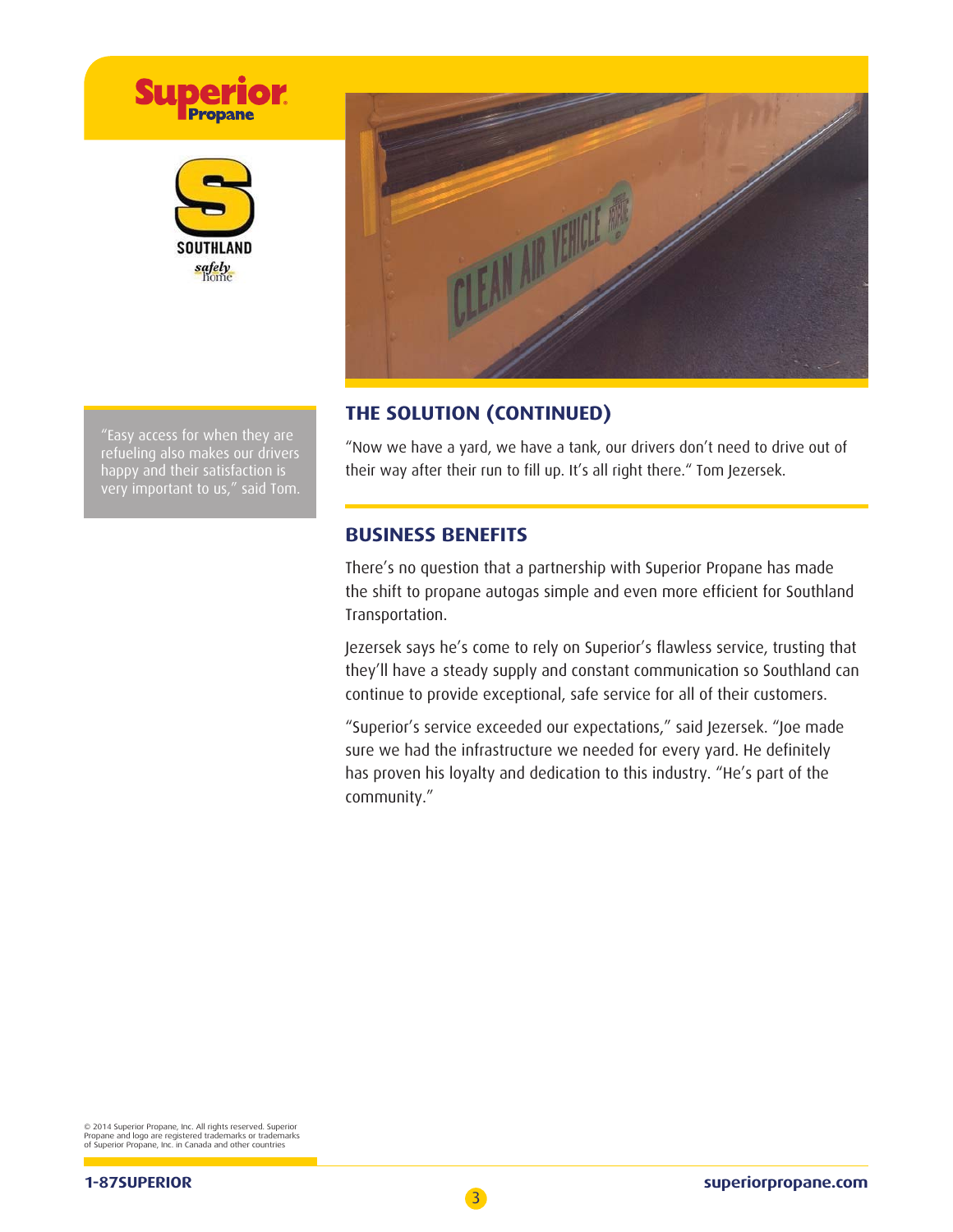"Easy access for when they are refueling also makes our drivers happy and their satisfaction is very important to us," said Tom.

## THE SOLUTION (CONTINUED)

"Now we have a yard, we have a tank, our drivers don't need to drive out of their way after their run to fill up. It's all right there." Tom Jezersek.

## BUSINESS BENEFITS

There's no question that a partnership with Superior Propane has made the shift to propane autogas simple and even more efficient for Southland Transportation.

Jezersek says he's come to rely on Superior's flawless service, trusting that they'll have a steady supply and constant communication so Southland can continue to provide exceptional, safe service for all of their customers.

"Superior's service exceeded our expectations," said Jezersek. "Joe made sure we had the infrastructure we needed for every yard. He definitely has proven his loyalty and dedication to this industry. "He's part of the community."

© 2014 Superior Propane, Inc. All rights reserved. Superior Propane and logo are registered trademarks or trademarks of Superior Propane, Inc. in Canada and other countries

**1-87SUPERIOR** **superiorpropane.com**